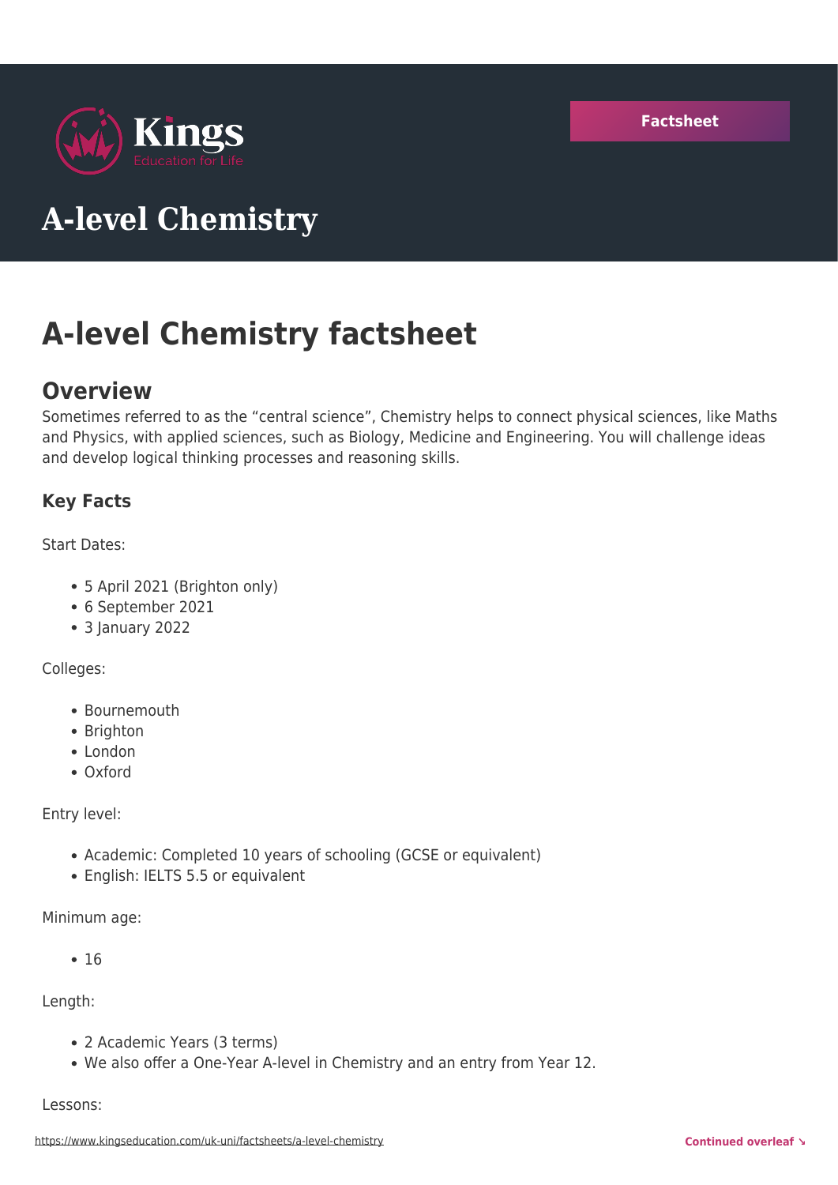Kings
Education for Life

Factsheet

# A-level Chemistry

# A-level Chemistry factsheet

## Overview

Sometimes referred to as the "central science", Chemistry helps to connect physical sciences, like Maths and Physics, with applied sciences, such as Biology, Medicine and Engineering. You will challenge ideas and develop logical thinking processes and reasoning skills.

### Key Facts

Start Dates:

- 5 April 2021 (Brighton only)
- 6 September 2021
- 3 January 2022

Colleges:

- Bournemouth
- Brighton
- London
- Oxford

Entry level:

- Academic: Completed 10 years of schooling (GCSE or equivalent)
- English: IELTS 5.5 or equivalent

Minimum age:

- 16

Length:

- 2 Academic Years (3 terms)
- We also offer a One-Year A-level in Chemistry and an entry from Year 12.

Lessons:

https://www.kingseducation.com/uk-uni/factsheets/a-level-chemistry

Continued overleaf ↘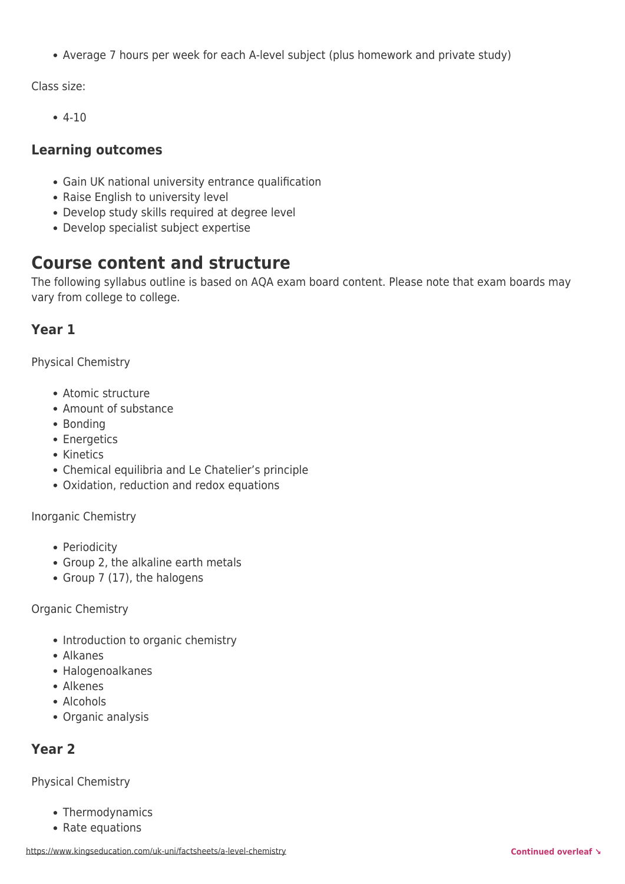- Average 7 hours per week for each A-level subject (plus homework and private study)

Class size:

- 4-10

### Learning outcomes

- Gain UK national university entrance qualification
- Raise English to university level
- Develop study skills required at degree level
- Develop specialist subject expertise

## Course content and structure

The following syllabus outline is based on AQA exam board content. Please note that exam boards may vary from college to college.

### Year 1

Physical Chemistry

- Atomic structure
- Amount of substance
- Bonding
- Energetics
- Kinetics
- Chemical equilibria and Le Chatelier's principle
- Oxidation, reduction and redox equations

Inorganic Chemistry

- Periodicity
- Group 2, the alkaline earth metals
- Group 7 (17), the halogens

Organic Chemistry

- Introduction to organic chemistry
- Alkanes
- Halogenoalkanes
- Alkenes
- Alcohols
- Organic analysis

### Year 2

Physical Chemistry

- Thermodynamics
- Rate equations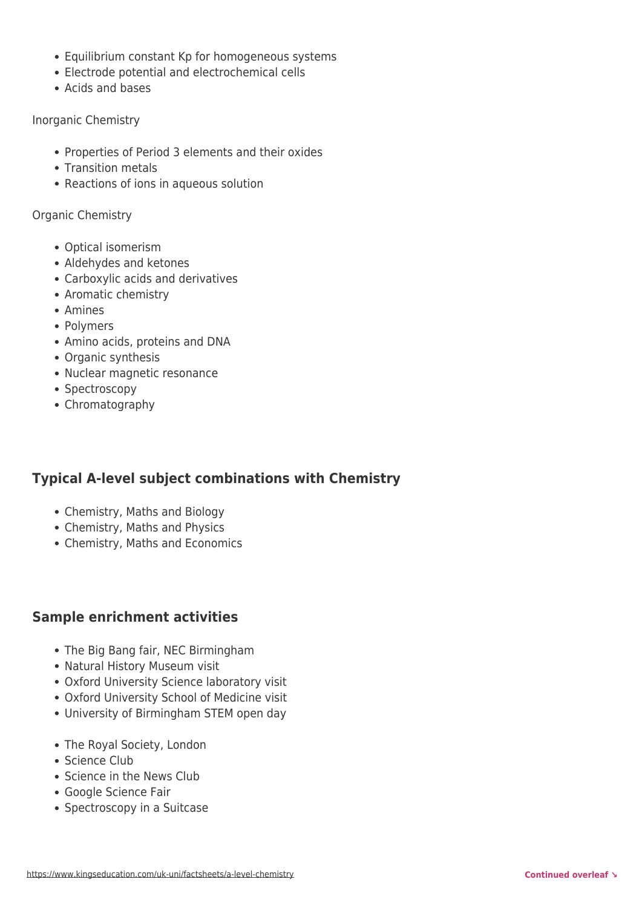- Equilibrium constant Kp for homogeneous systems
- Electrode potential and electrochemical cells
- Acids and bases

Inorganic Chemistry

- Properties of Period 3 elements and their oxides
- Transition metals
- Reactions of ions in aqueous solution

Organic Chemistry

- Optical isomerism
- Aldehydes and ketones
- Carboxylic acids and derivatives
- Aromatic chemistry
- Amines
- Polymers
- Amino acids, proteins and DNA
- Organic synthesis
- Nuclear magnetic resonance
- Spectroscopy
- Chromatography

## Typical A-level subject combinations with Chemistry

- Chemistry, Maths and Biology
- Chemistry, Maths and Physics
- Chemistry, Maths and Economics

## Sample enrichment activities

- The Big Bang fair, NEC Birmingham
- Natural History Museum visit
- Oxford University Science laboratory visit
- Oxford University School of Medicine visit
- University of Birmingham STEM open day

- The Royal Society, London
- Science Club
- Science in the News Club
- Google Science Fair
- Spectroscopy in a Suitcase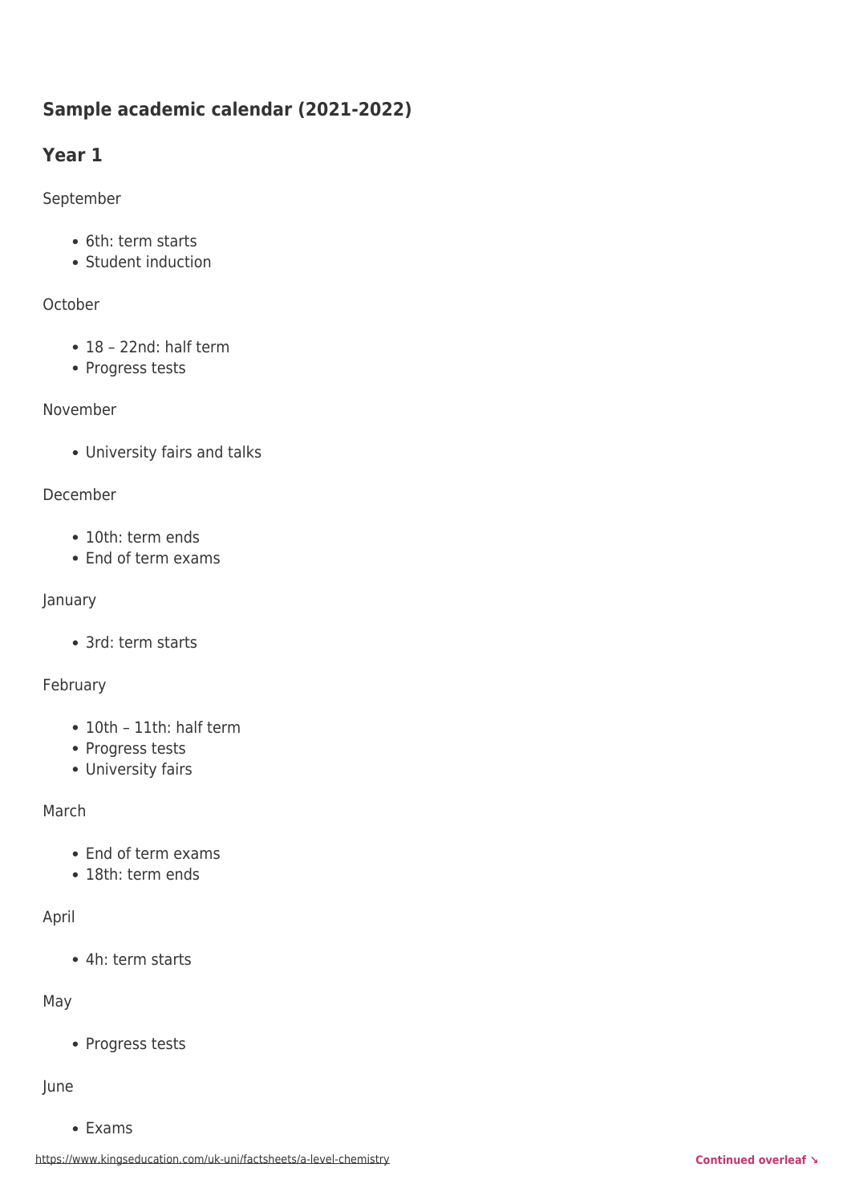## Sample academic calendar (2021-2022)

## Year 1

September

- 6th: term starts
- Student induction

October

- 18 – 22nd: half term
- Progress tests

November

- University fairs and talks

December

- 10th: term ends
- End of term exams

January

- 3rd: term starts

February

- 10th – 11th: half term
- Progress tests
- University fairs

March

- End of term exams
- 18th: term ends

April

- 4h: term starts

May

- Progress tests

June

- Exams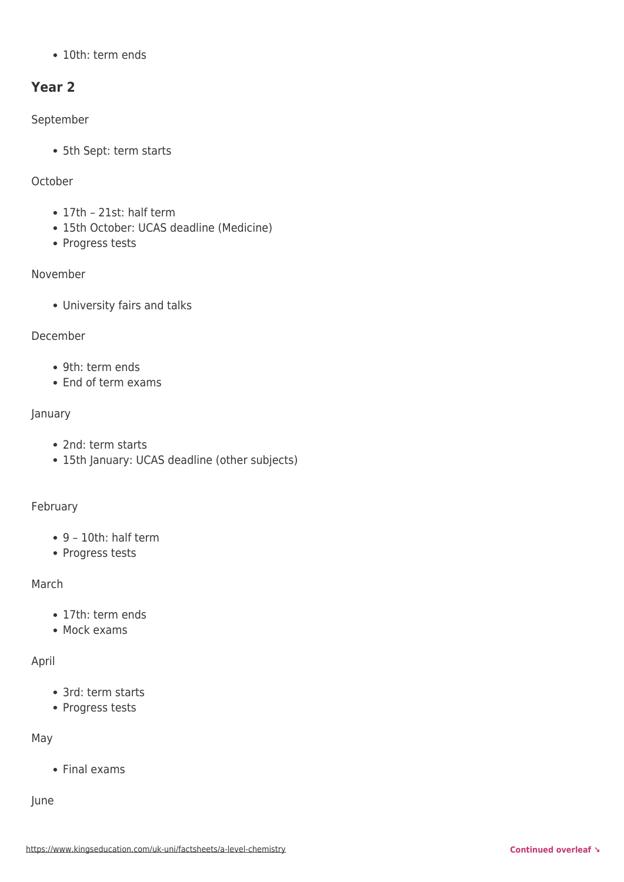- 10th: term ends

## Year 2

September

- 5th Sept: term starts

October

- 17th – 21st: half term
- 15th October: UCAS deadline (Medicine)
- Progress tests

November

- University fairs and talks

December

- 9th: term ends
- End of term exams

January

- 2nd: term starts
- 15th January: UCAS deadline (other subjects)

February

- 9 – 10th: half term
- Progress tests

March

- 17th: term ends
- Mock exams

April

- 3rd: term starts
- Progress tests

May

- Final exams

June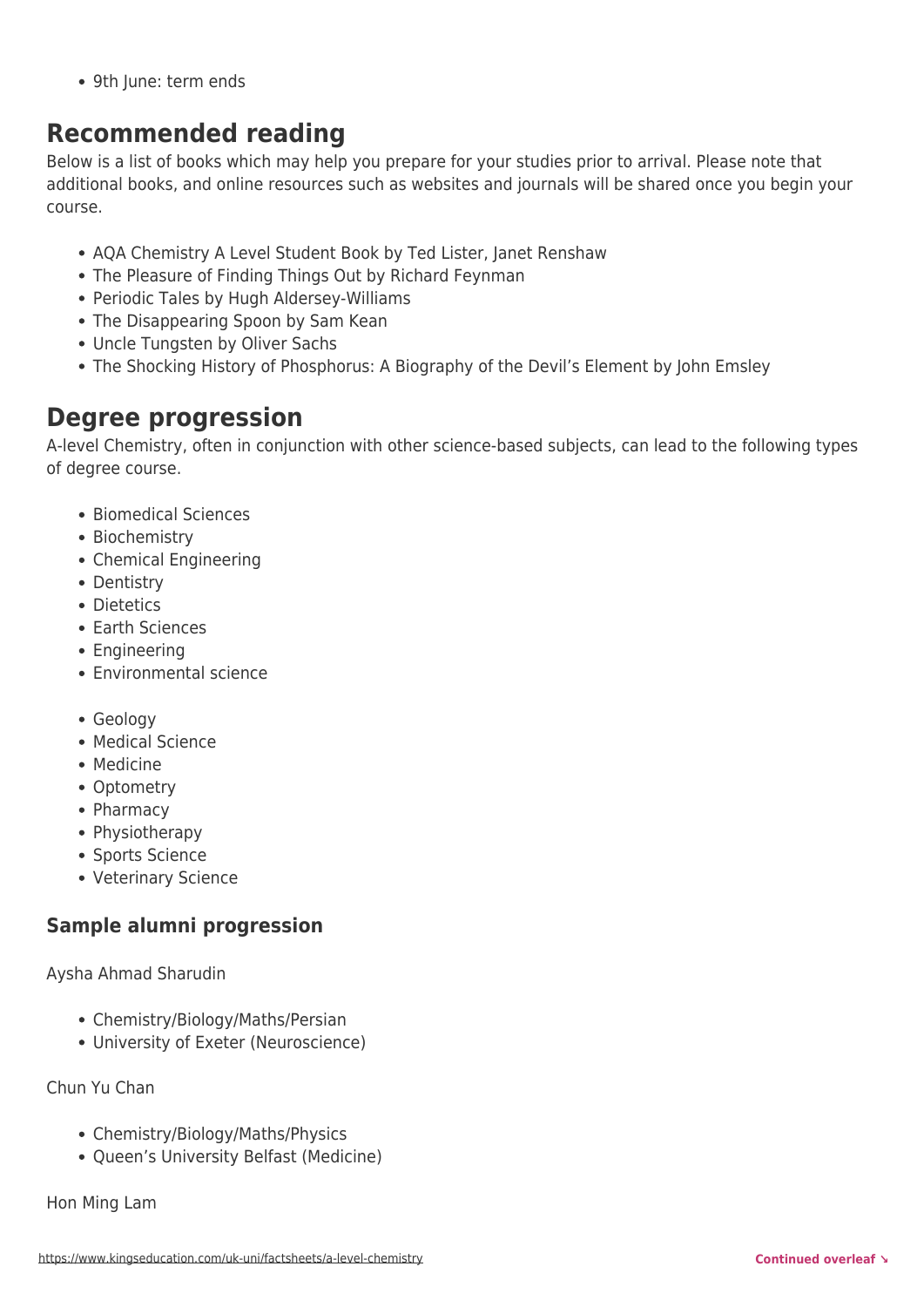- 9th June: term ends

## Recommended reading

Below is a list of books which may help you prepare for your studies prior to arrival. Please note that additional books, and online resources such as websites and journals will be shared once you begin your course.

- AQA Chemistry A Level Student Book by Ted Lister, Janet Renshaw
- The Pleasure of Finding Things Out by Richard Feynman
- Periodic Tales by Hugh Aldersey-Williams
- The Disappearing Spoon by Sam Kean
- Uncle Tungsten by Oliver Sachs
- The Shocking History of Phosphorus: A Biography of the Devil's Element by John Emsley

## Degree progression

A-level Chemistry, often in conjunction with other science-based subjects, can lead to the following types of degree course.

- Biomedical Sciences
- Biochemistry
- Chemical Engineering
- Dentistry
- Dietetics
- Earth Sciences
- Engineering
- Environmental science
- Geology
- Medical Science
- Medicine
- Optometry
- Pharmacy
- Physiotherapy
- Sports Science
- Veterinary Science

### Sample alumni progression

Aysha Ahmad Sharudin

- Chemistry/Biology/Maths/Persian
- University of Exeter (Neuroscience)

Chun Yu Chan

- Chemistry/Biology/Maths/Physics
- Queen's University Belfast (Medicine)

Hon Ming Lam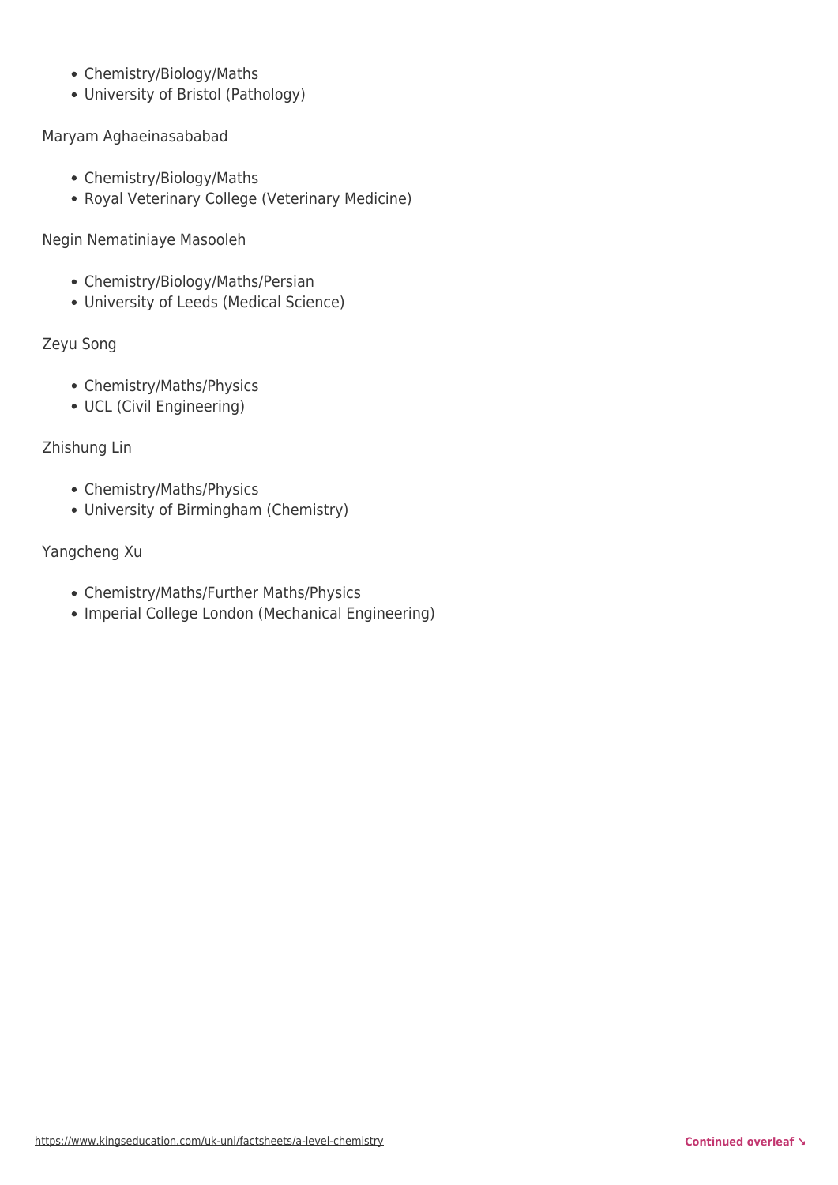- Chemistry/Biology/Maths
- University of Bristol (Pathology)

Maryam Aghaeinasababad

- Chemistry/Biology/Maths
- Royal Veterinary College (Veterinary Medicine)

Negin Nematiniaye Masooleh

- Chemistry/Biology/Maths/Persian
- University of Leeds (Medical Science)

Zeyu Song

- Chemistry/Maths/Physics
- UCL (Civil Engineering)

Zhishung Lin

- Chemistry/Maths/Physics
- University of Birmingham (Chemistry)

Yangcheng Xu

- Chemistry/Maths/Further Maths/Physics
- Imperial College London (Mechanical Engineering)